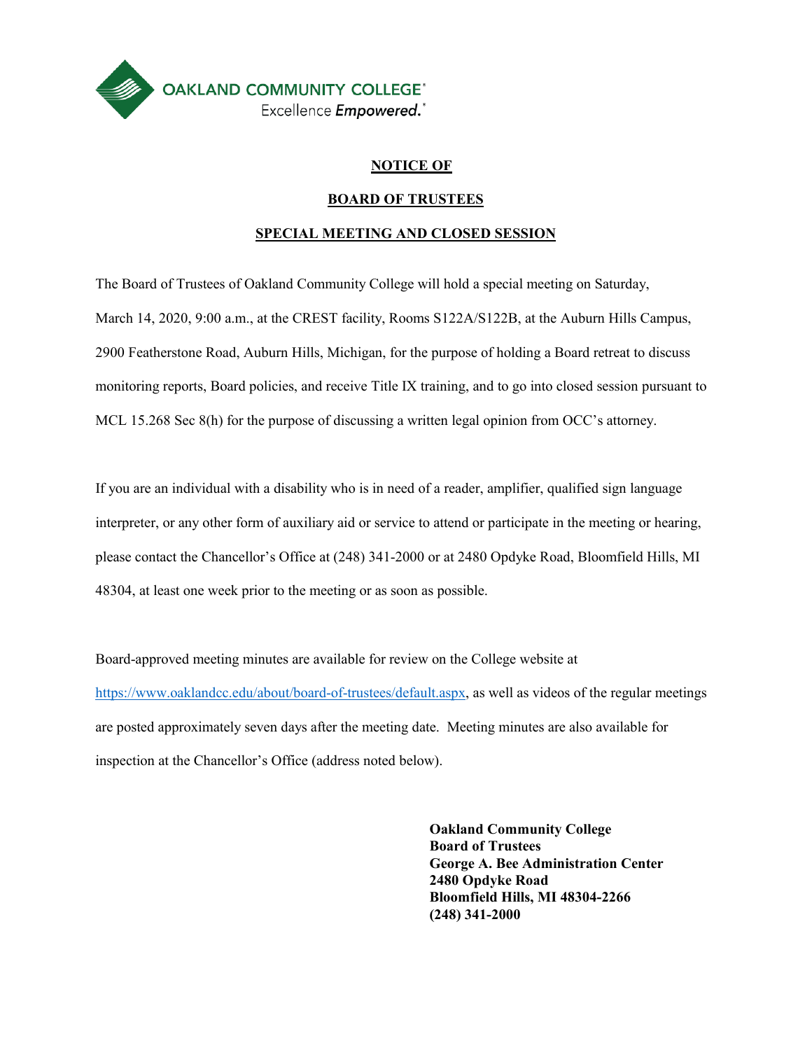OAKLAND COMMUNITY COLLEGE®
Excellence *Empowered.*®

# NOTICE OF

# BOARD OF TRUSTEES

# SPECIAL MEETING AND CLOSED SESSION

The Board of Trustees of Oakland Community College will hold a special meeting on Saturday, March 14, 2020, 9:00 a.m., at the CREST facility, Rooms S122A/S122B, at the Auburn Hills Campus, 2900 Featherstone Road, Auburn Hills, Michigan, for the purpose of holding a Board retreat to discuss monitoring reports, Board policies, and receive Title IX training, and to go into closed session pursuant to MCL 15.268 Sec 8(h) for the purpose of discussing a written legal opinion from OCC's attorney.

If you are an individual with a disability who is in need of a reader, amplifier, qualified sign language interpreter, or any other form of auxiliary aid or service to attend or participate in the meeting or hearing, please contact the Chancellor's Office at (248) 341-2000 or at 2480 Opdyke Road, Bloomfield Hills, MI 48304, at least one week prior to the meeting or as soon as possible.

Board-approved meeting minutes are available for review on the College website at https://www.oaklandcc.edu/about/board-of-trustees/default.aspx, as well as videos of the regular meetings are posted approximately seven days after the meeting date. Meeting minutes are also available for inspection at the Chancellor's Office (address noted below).

**Oakland Community College**
**Board of Trustees**
**George A. Bee Administration Center**
**2480 Opdyke Road**
**Bloomfield Hills, MI 48304-2266**
**(248) 341-2000**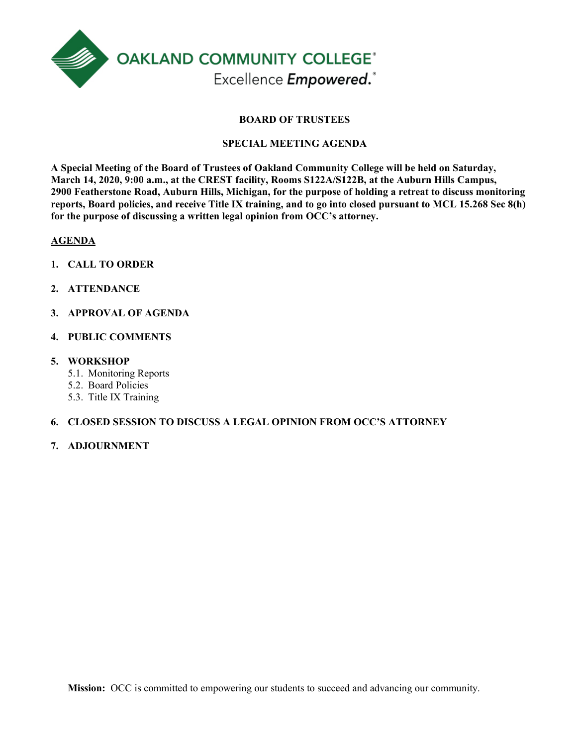OAKLAND COMMUNITY COLLEGE®
Excellence *Empowered.*®

**BOARD OF TRUSTEES**

**SPECIAL MEETING AGENDA**

**A Special Meeting of the Board of Trustees of Oakland Community College will be held on Saturday, March 14, 2020, 9:00 a.m., at the CREST facility, Rooms S122A/S122B, at the Auburn Hills Campus, 2900 Featherstone Road, Auburn Hills, Michigan, for the purpose of holding a retreat to discuss monitoring reports, Board policies, and receive Title IX training, and to go into closed pursuant to MCL 15.268 Sec 8(h) for the purpose of discussing a written legal opinion from OCC's attorney.**

**AGENDA**

1. **CALL TO ORDER**
2. **ATTENDANCE**
3. **APPROVAL OF AGENDA**
4. **PUBLIC COMMENTS**
5. **WORKSHOP**
   - 5.1. Monitoring Reports
   - 5.2. Board Policies
   - 5.3. Title IX Training
6. **CLOSED SESSION TO DISCUSS A LEGAL OPINION FROM OCC'S ATTORNEY**
7. **ADJOURNMENT**

**Mission:** OCC is committed to empowering our students to succeed and advancing our community.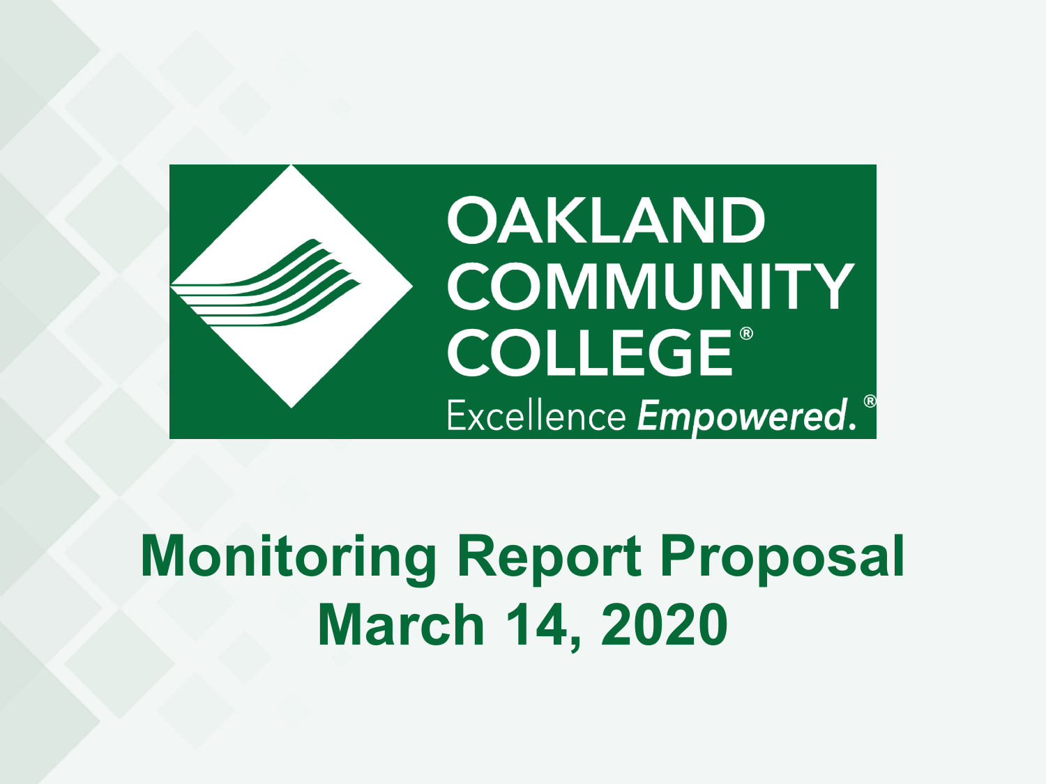OAKLAND COMMUNITY COLLEGE®

Excellence *Empowered.*®

# Monitoring Report Proposal
# March 14, 2020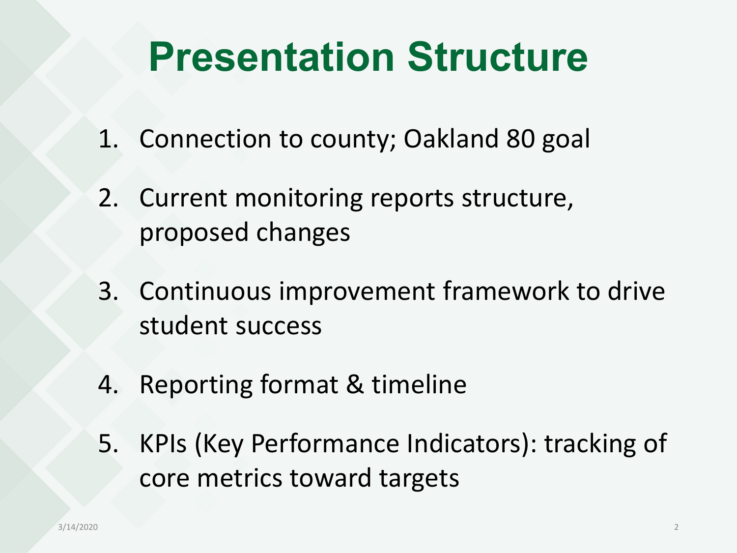# Presentation Structure

1. Connection to county; Oakland 80 goal
2. Current monitoring reports structure, proposed changes
3. Continuous improvement framework to drive student success
4. Reporting format & timeline
5. KPIs (Key Performance Indicators): tracking of core metrics toward targets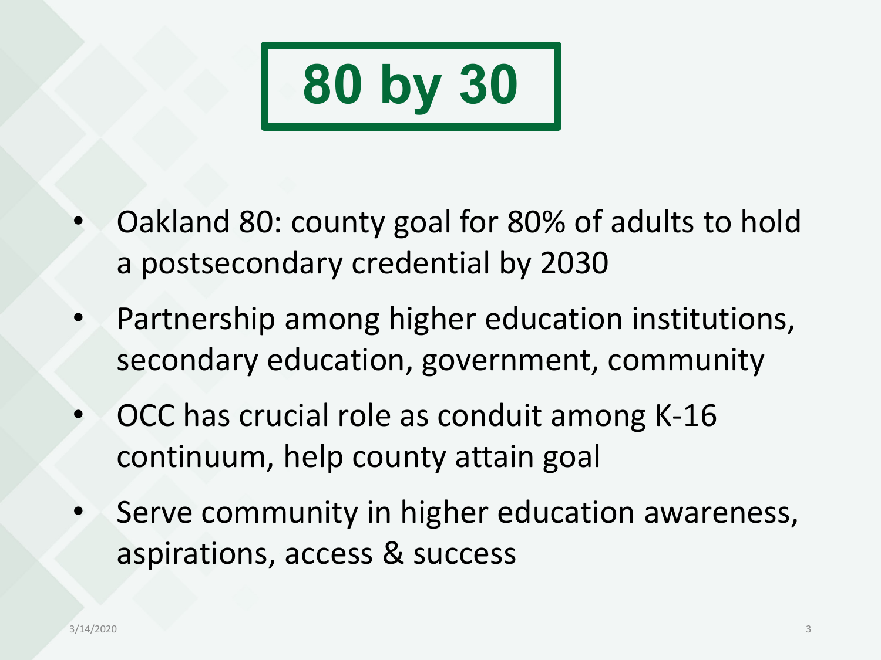# 80 by 30

- Oakland 80: county goal for 80% of adults to hold a postsecondary credential by 2030
- Partnership among higher education institutions, secondary education, government, community
- OCC has crucial role as conduit among K-16 continuum, help county attain goal
- Serve community in higher education awareness, aspirations, access & success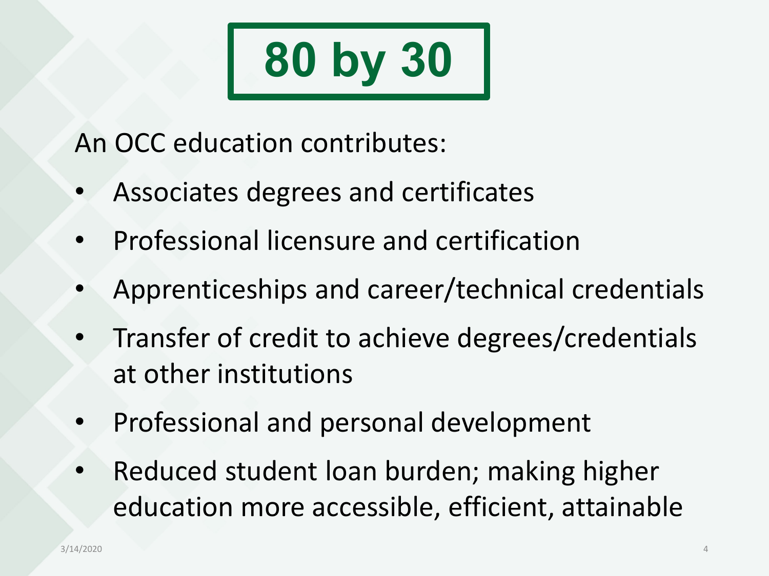# 80 by 30

An OCC education contributes:

- Associates degrees and certificates
- Professional licensure and certification
- Apprenticeships and career/technical credentials
- Transfer of credit to achieve degrees/credentials at other institutions
- Professional and personal development
- Reduced student loan burden; making higher education more accessible, efficient, attainable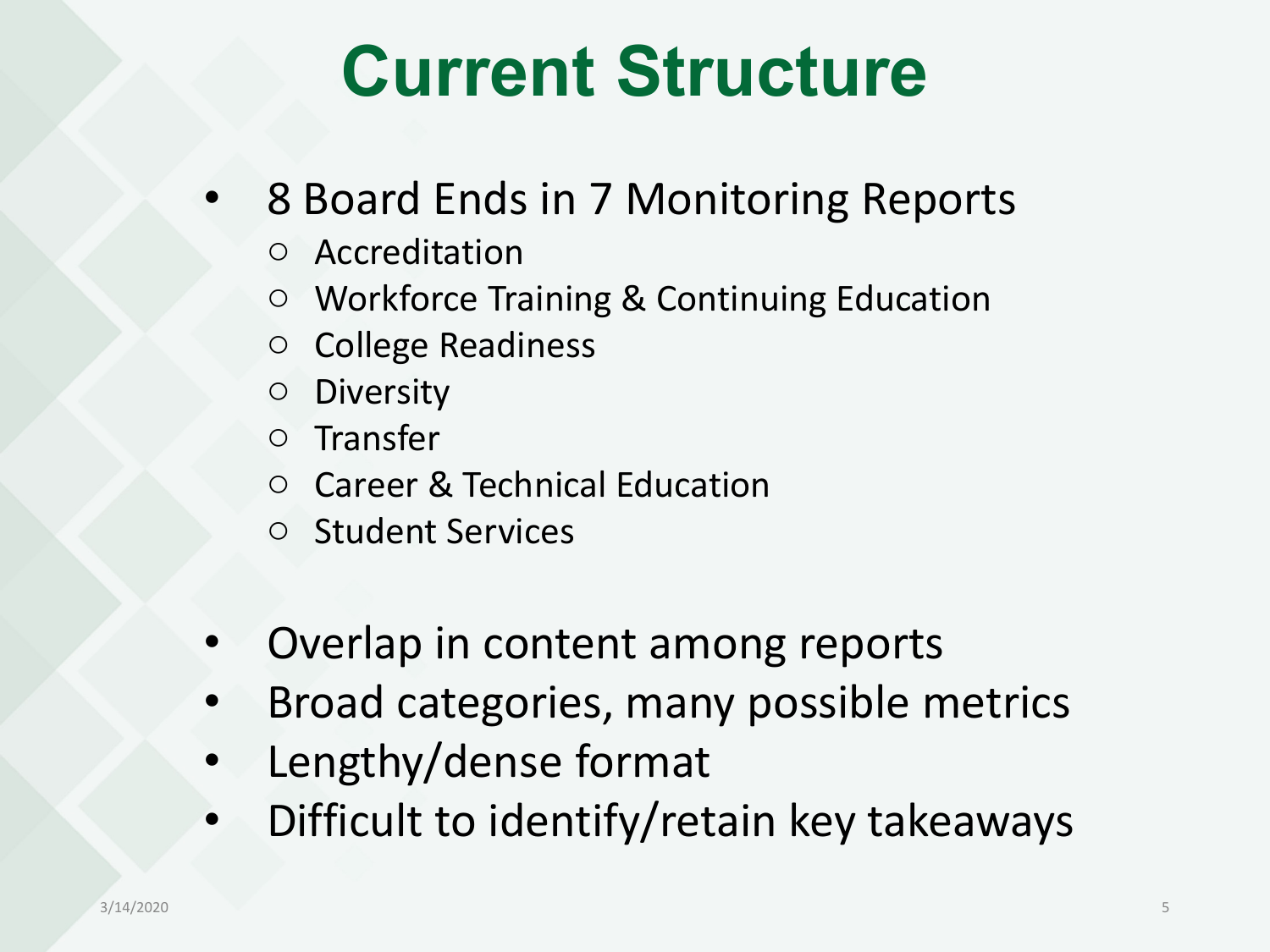# Current Structure

- 8 Board Ends in 7 Monitoring Reports
  - Accreditation
  - Workforce Training & Continuing Education
  - College Readiness
  - Diversity
  - Transfer
  - Career & Technical Education
  - Student Services

- Overlap in content among reports
- Broad categories, many possible metrics
- Lengthy/dense format
- Difficult to identify/retain key takeaways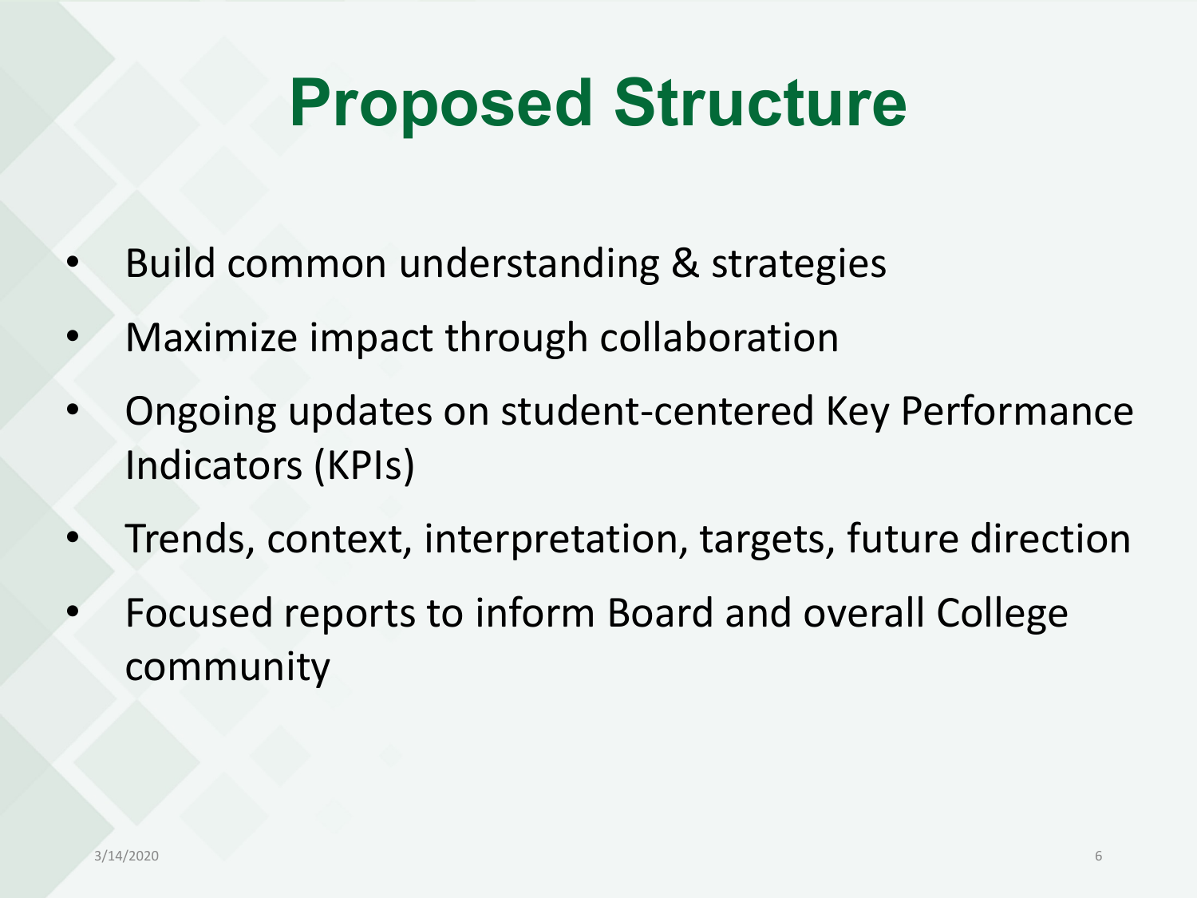# Proposed Structure

- Build common understanding & strategies
- Maximize impact through collaboration
- Ongoing updates on student-centered Key Performance Indicators (KPIs)
- Trends, context, interpretation, targets, future direction
- Focused reports to inform Board and overall College community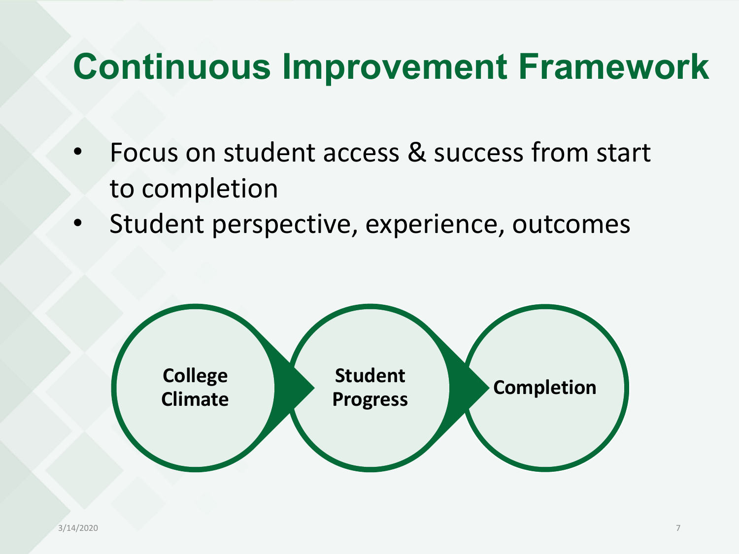# Continuous Improvement Framework

- Focus on student access & success from start to completion
- Student perspective, experience, outcomes

College Climate → Student Progress → Completion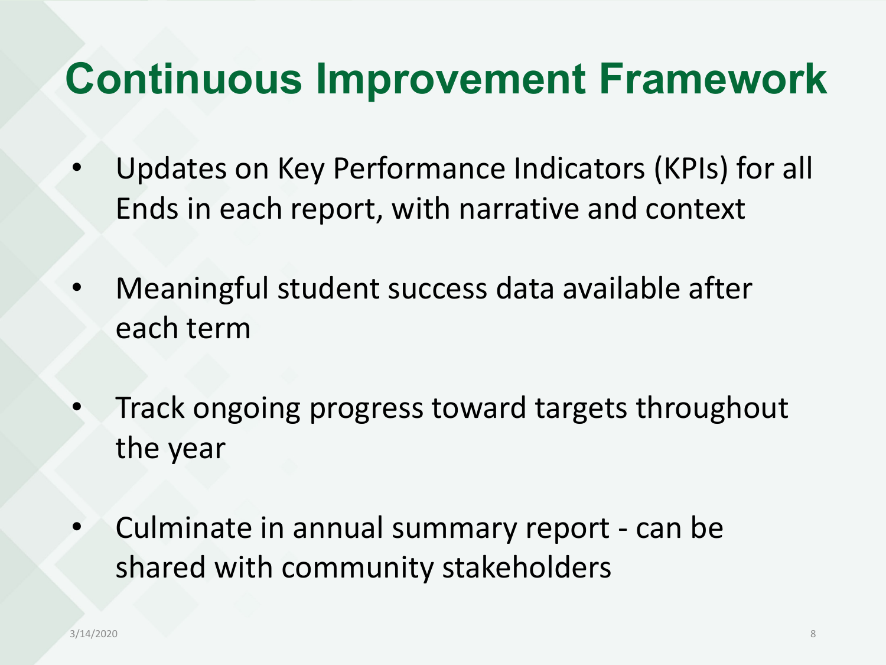# Continuous Improvement Framework

- Updates on Key Performance Indicators (KPIs) for all Ends in each report, with narrative and context
- Meaningful student success data available after each term
- Track ongoing progress toward targets throughout the year
- Culminate in annual summary report - can be shared with community stakeholders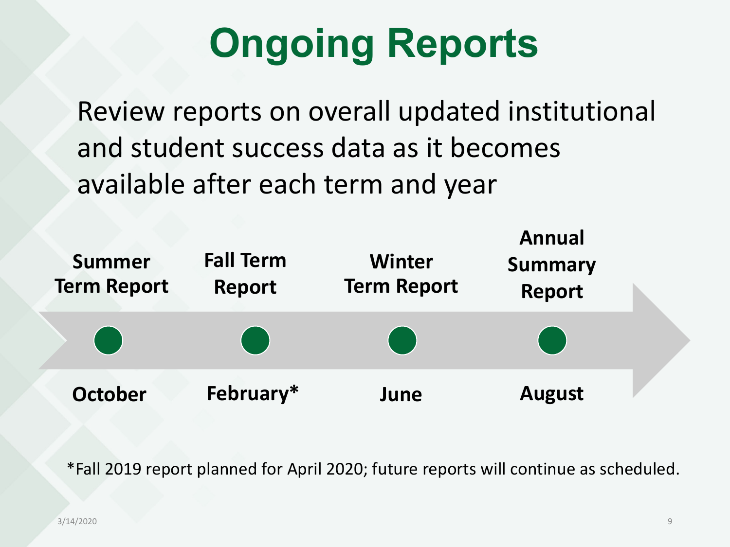# Ongoing Reports

Review reports on overall updated institutional and student success data as it becomes available after each term and year

| Summer Term Report | Fall Term Report | Winter Term Report | Annual Summary Report |
|---|---|---|---|
| October | February* | June | August |

*Fall 2019 report planned for April 2020; future reports will continue as scheduled.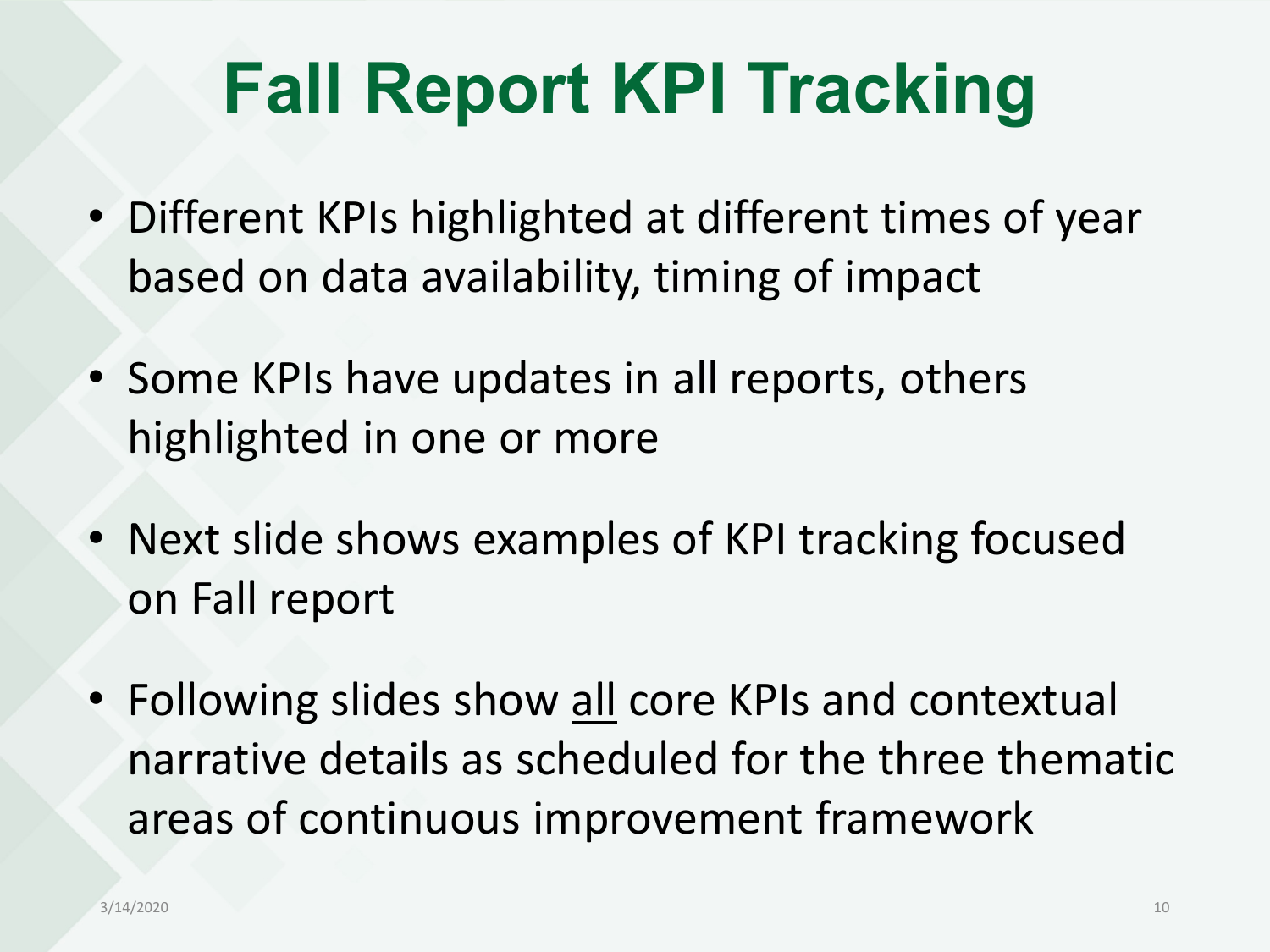# Fall Report KPI Tracking

- Different KPIs highlighted at different times of year based on data availability, timing of impact
- Some KPIs have updates in all reports, others highlighted in one or more
- Next slide shows examples of KPI tracking focused on Fall report
- Following slides show <u>all</u> core KPIs and contextual narrative details as scheduled for the three thematic areas of continuous improvement framework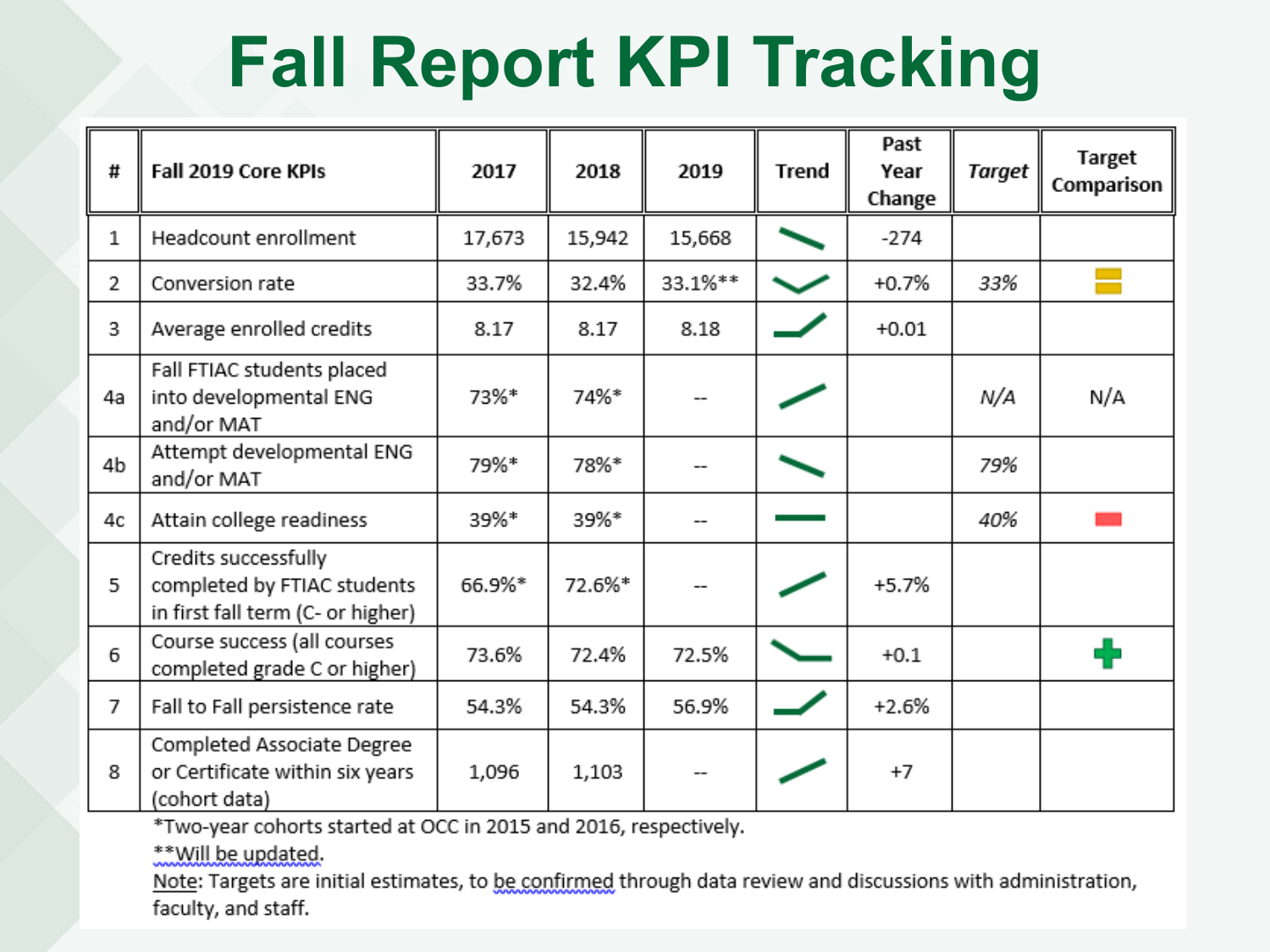# Fall Report KPI Tracking

| # | Fall 2019 Core KPIs | 2017 | 2018 | 2019 | Trend | Past Year Change | *Target* | Target Comparison |
|---|---|---|---|---|---|---|---|---|
| 1 | Headcount enrollment | 17,673 | 15,942 | 15,668 | | -274 | | |
| 2 | Conversion rate | 33.7% | 32.4% | 33.1%** | | +0.7% | *33%* | |
| 3 | Average enrolled credits | 8.17 | 8.17 | 8.18 | | +0.01 | | |
| 4a | Fall FTIAC students placed into developmental ENG and/or MAT | 73%* | 74%* | -- | | | *N/A* | N/A |
| 4b | Attempt developmental ENG and/or MAT | 79%* | 78%* | -- | | | *79%* | |
| 4c | Attain college readiness | 39%* | 39%* | -- | | | *40%* | |
| 5 | Credits successfully completed by FTIAC students in first fall term (C- or higher) | 66.9%* | 72.6%* | -- | | +5.7% | | |
| 6 | Course success (all courses completed grade C or higher) | 73.6% | 72.4% | 72.5% | | +0.1 | | |
| 7 | Fall to Fall persistence rate | 54.3% | 54.3% | 56.9% | | +2.6% | | |
| 8 | Completed Associate Degree or Certificate within six years (cohort data) | 1,096 | 1,103 | -- | | +7 | | |

*Two-year cohorts started at OCC in 2015 and 2016, respectively.

**Will be updated.

Note: Targets are initial estimates, to be confirmed through data review and discussions with administration, faculty, and staff.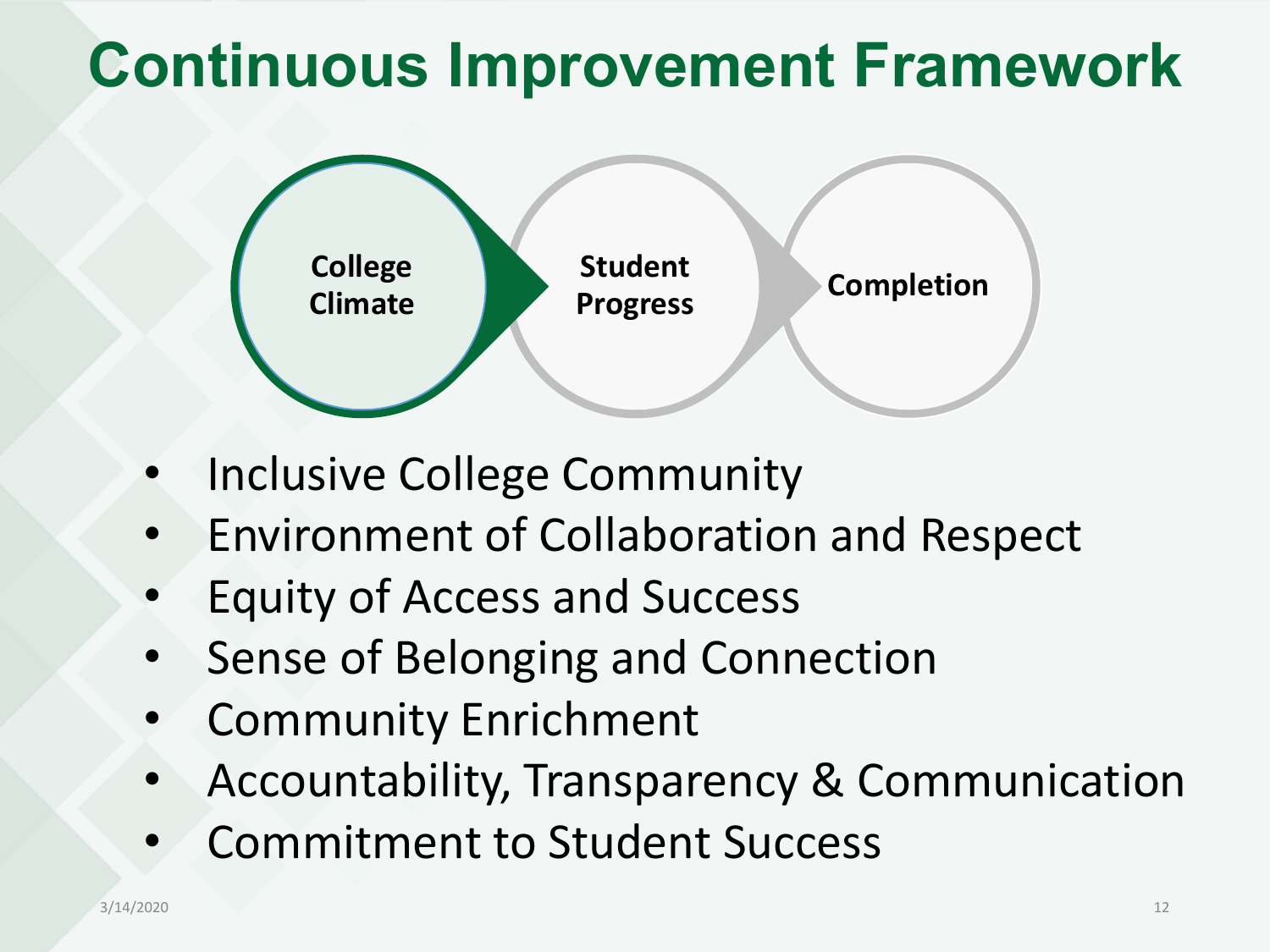# Continuous Improvement Framework

College Climate → Student Progress → Completion

- Inclusive College Community
- Environment of Collaboration and Respect
- Equity of Access and Success
- Sense of Belonging and Connection
- Community Enrichment
- Accountability, Transparency & Communication
- Commitment to Student Success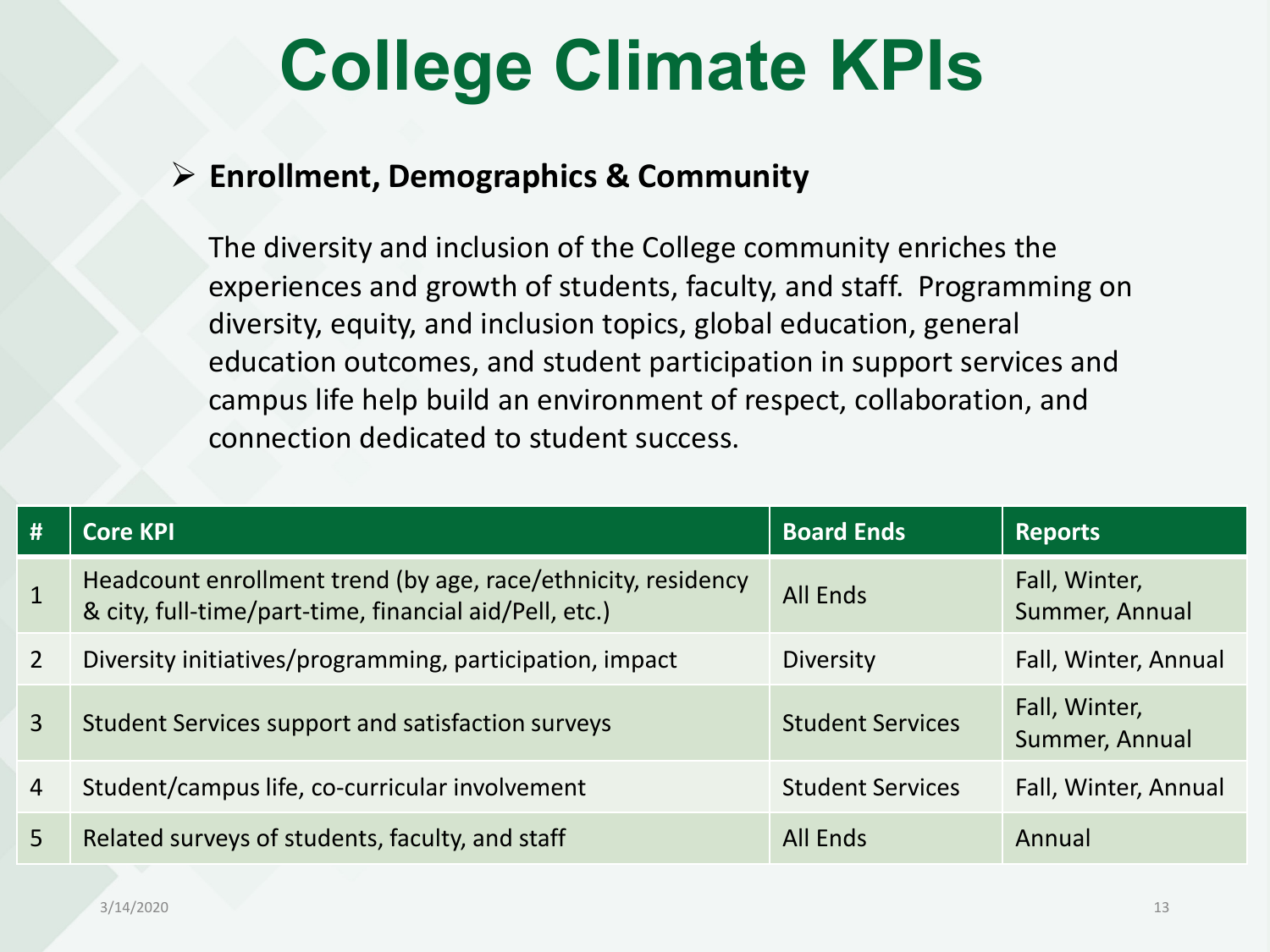# College Climate KPIs

- **Enrollment, Demographics & Community**

  The diversity and inclusion of the College community enriches the experiences and growth of students, faculty, and staff. Programming on diversity, equity, and inclusion topics, global education, general education outcomes, and student participation in support services and campus life help build an environment of respect, collaboration, and connection dedicated to student success.

| # | Core KPI | Board Ends | Reports |
|---|---|---|---|
| 1 | Headcount enrollment trend (by age, race/ethnicity, residency & city, full-time/part-time, financial aid/Pell, etc.) | All Ends | Fall, Winter, Summer, Annual |
| 2 | Diversity initiatives/programming, participation, impact | Diversity | Fall, Winter, Annual |
| 3 | Student Services support and satisfaction surveys | Student Services | Fall, Winter, Summer, Annual |
| 4 | Student/campus life, co-curricular involvement | Student Services | Fall, Winter, Annual |
| 5 | Related surveys of students, faculty, and staff | All Ends | Annual |

3/14/2020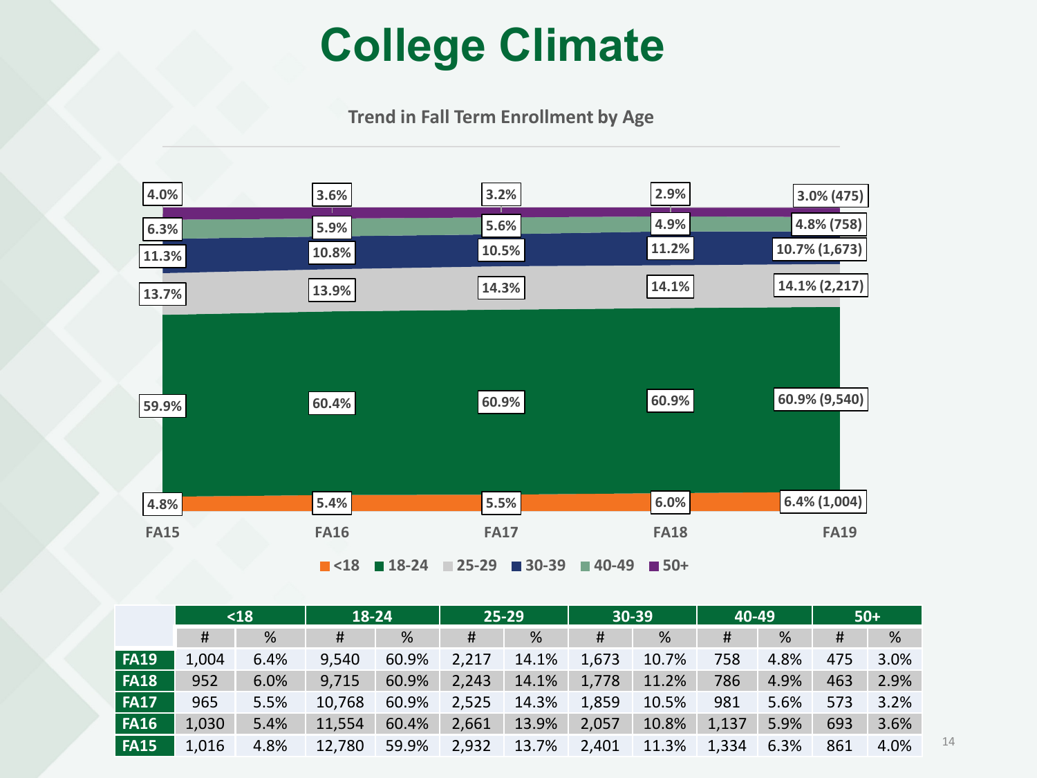# College Climate

## Trend in Fall Term Enrollment by Age

| Age | FA15 | FA16 | FA17 | FA18 | FA19 |
|---|---|---|---|---|---|
| 50+ | 4.0% | 3.6% | 3.2% | 2.9% | 3.0% (475) |
| 40-49 | 6.3% | 5.9% | 5.6% | 4.9% | 4.8% (758) |
| 30-39 | 11.3% | 10.8% | 10.5% | 11.2% | 10.7% (1,673) |
| 25-29 | 13.7% | 13.9% | 14.3% | 14.1% | 14.1% (2,217) |
| 18-24 | 59.9% | 60.4% | 60.9% | 60.9% | 60.9% (9,540) |
| <18 | 4.8% | 5.4% | 5.5% | 6.0% | 6.4% (1,004) |

■ <18 ■ 18-24 ■ 25-29 ■ 30-39 ■ 40-49 ■ 50+

| | <18 | | 18-24 | | 25-29 | | 30-39 | | 40-49 | | 50+ | |
|---|---|---|---|---|---|---|---|---|---|---|---|---|
| | # | % | # | % | # | % | # | % | # | % | # | % |
| **FA19** | 1,004 | 6.4% | 9,540 | 60.9% | 2,217 | 14.1% | 1,673 | 10.7% | 758 | 4.8% | 475 | 3.0% |
| **FA18** | 952 | 6.0% | 9,715 | 60.9% | 2,243 | 14.1% | 1,778 | 11.2% | 786 | 4.9% | 463 | 2.9% |
| **FA17** | 965 | 5.5% | 10,768 | 60.9% | 2,525 | 14.3% | 1,859 | 10.5% | 981 | 5.6% | 573 | 3.2% |
| **FA16** | 1,030 | 5.4% | 11,554 | 60.4% | 2,661 | 13.9% | 2,057 | 10.8% | 1,137 | 5.9% | 693 | 3.6% |
| **FA15** | 1,016 | 4.8% | 12,780 | 59.9% | 2,932 | 13.7% | 2,401 | 11.3% | 1,334 | 6.3% | 861 | 4.0% |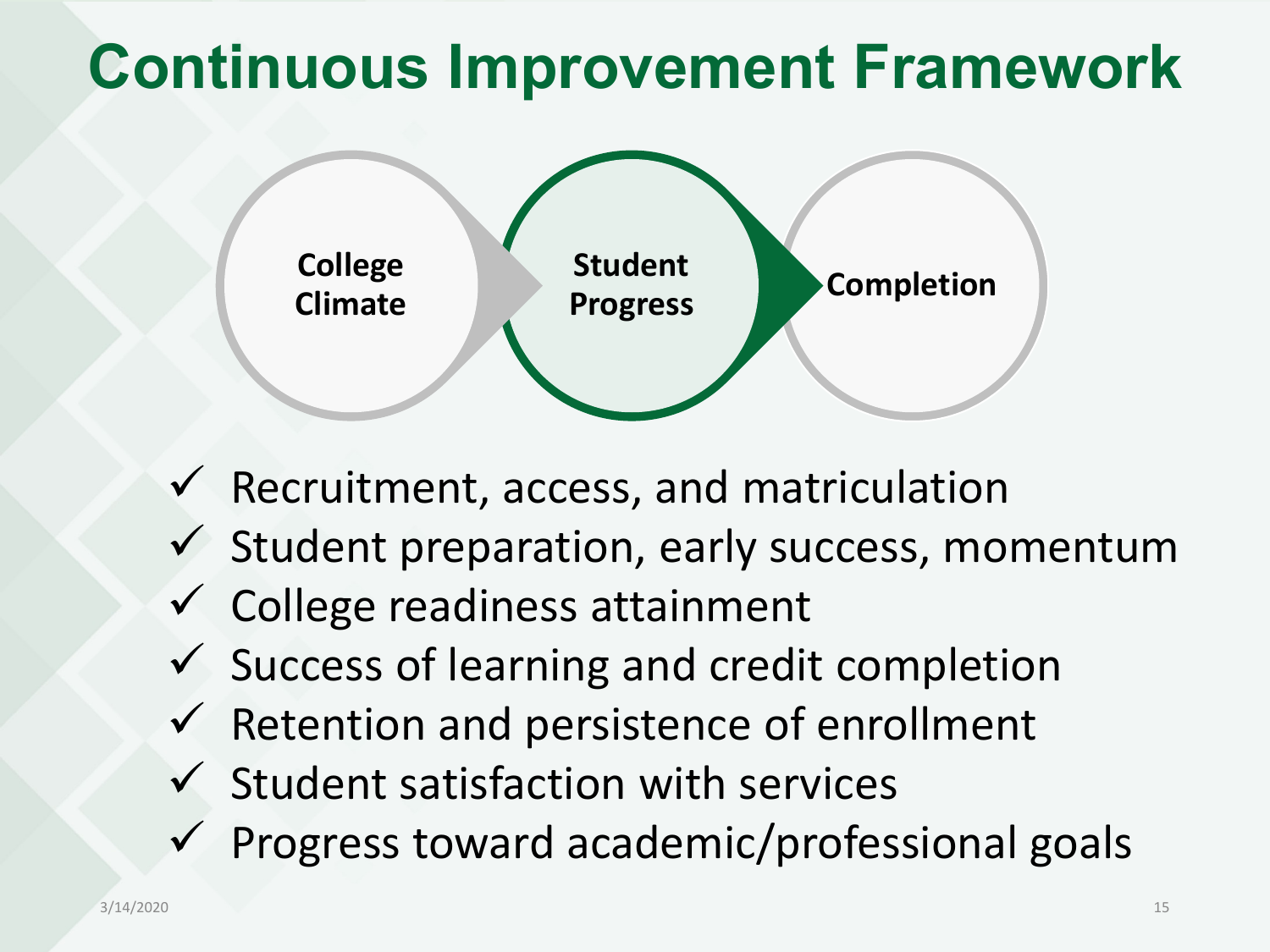# Continuous Improvement Framework

College Climate → Student Progress → Completion

- ✓ Recruitment, access, and matriculation
- ✓ Student preparation, early success, momentum
- ✓ College readiness attainment
- ✓ Success of learning and credit completion
- ✓ Retention and persistence of enrollment
- ✓ Student satisfaction with services
- ✓ Progress toward academic/professional goals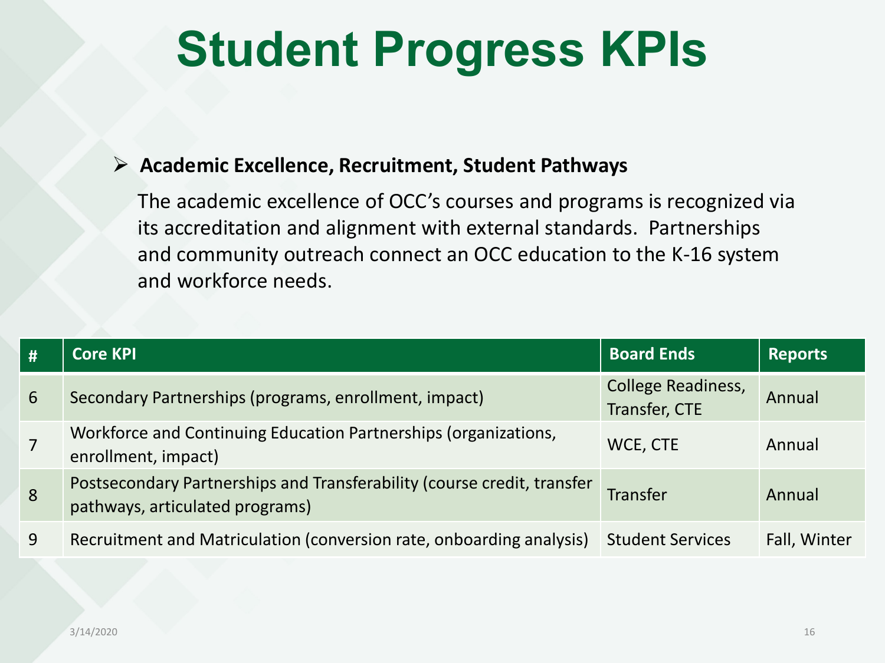# Student Progress KPIs

- **Academic Excellence, Recruitment, Student Pathways**

  The academic excellence of OCC's courses and programs is recognized via its accreditation and alignment with external standards. Partnerships and community outreach connect an OCC education to the K-16 system and workforce needs.

| # | Core KPI | Board Ends | Reports |
|---|---|---|---|
| 6 | Secondary Partnerships (programs, enrollment, impact) | College Readiness, Transfer, CTE | Annual |
| 7 | Workforce and Continuing Education Partnerships (organizations, enrollment, impact) | WCE, CTE | Annual |
| 8 | Postsecondary Partnerships and Transferability (course credit, transfer pathways, articulated programs) | Transfer | Annual |
| 9 | Recruitment and Matriculation (conversion rate, onboarding analysis) | Student Services | Fall, Winter |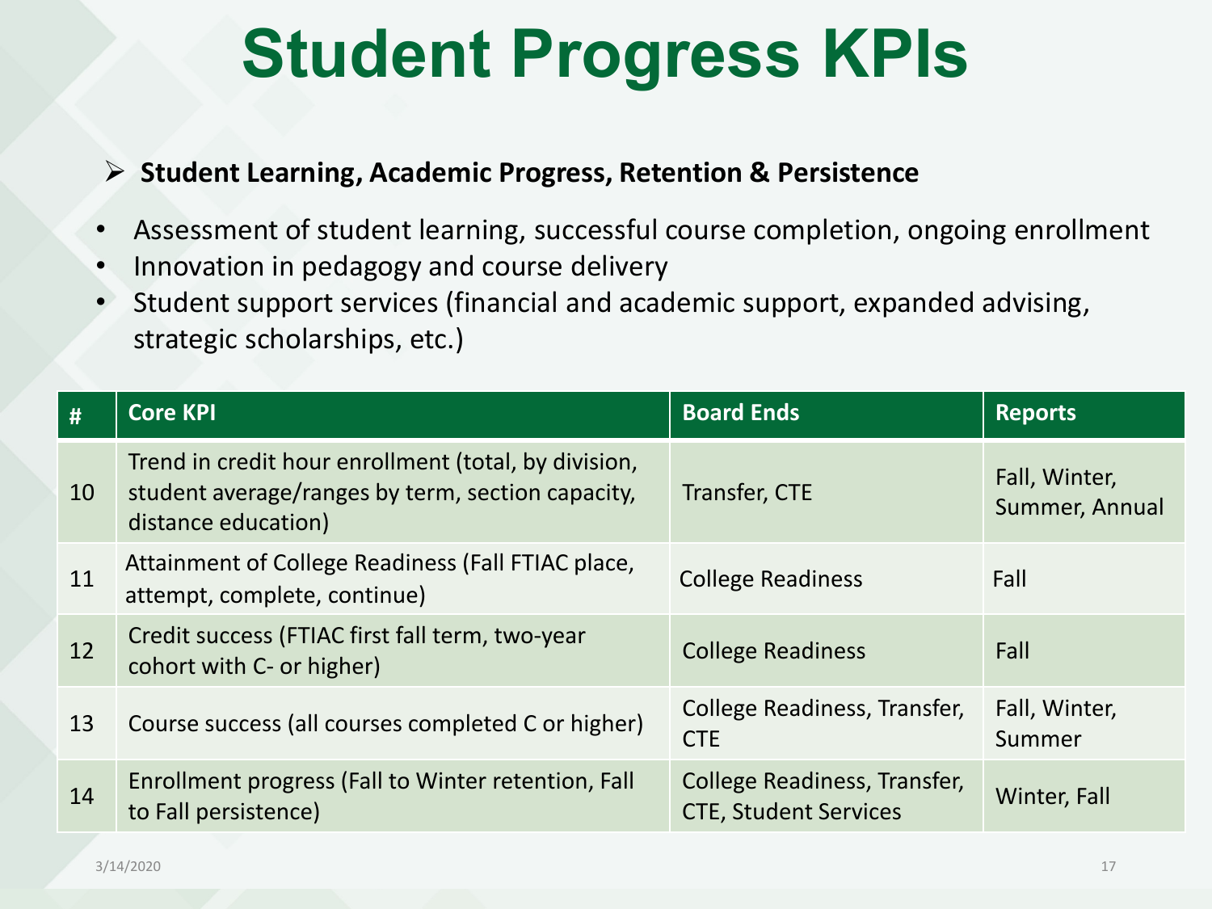# Student Progress KPIs

- **Student Learning, Academic Progress, Retention & Persistence**

- Assessment of student learning, successful course completion, ongoing enrollment
- Innovation in pedagogy and course delivery
- Student support services (financial and academic support, expanded advising, strategic scholarships, etc.)

| # | Core KPI | Board Ends | Reports |
|---|---|---|---|
| 10 | Trend in credit hour enrollment (total, by division, student average/ranges by term, section capacity, distance education) | Transfer, CTE | Fall, Winter, Summer, Annual |
| 11 | Attainment of College Readiness (Fall FTIAC place, attempt, complete, continue) | College Readiness | Fall |
| 12 | Credit success (FTIAC first fall term, two-year cohort with C- or higher) | College Readiness | Fall |
| 13 | Course success (all courses completed C or higher) | College Readiness, Transfer, CTE | Fall, Winter, Summer |
| 14 | Enrollment progress (Fall to Winter retention, Fall to Fall persistence) | College Readiness, Transfer, CTE, Student Services | Winter, Fall |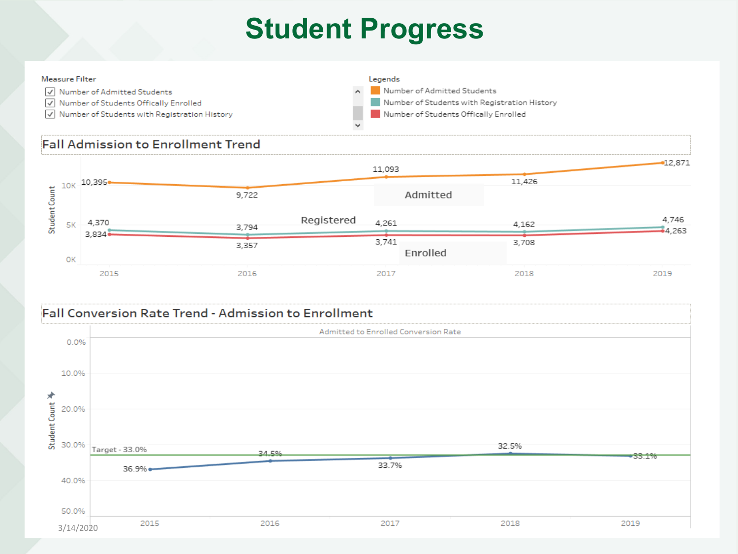# Student Progress

**Measure Filter**

- ☑ Number of Admitted Students
- ☑ Number of Students Offically Enrolled
- ☑ Number of Students with Registration History

**Legends**

- Number of Admitted Students
- Number of Students with Registration History
- Number of Students Offically Enrolled

## Fall Admission to Enrollment Trend

| Year | Admitted | Registered | Enrolled |
|---|---|---|---|
| 2015 | 10,395 | 4,370 | 3,834 |
| 2016 | 9,722 | 3,794 | 3,357 |
| 2017 | 11,093 | 4,261 | 3,741 |
| 2018 | 11,426 | 4,162 | 3,708 |
| 2019 | 12,871 | 4,746 | 4,263 |

## Fall Conversion Rate Trend - Admission to Enrollment

Admitted to Enrolled Conversion Rate

Target - 33.0%

| Year | Conversion Rate |
|---|---|
| 2015 | 36.9% |
| 2016 | 34.5% |
| 2017 | 33.7% |
| 2018 | 32.5% |
| 2019 | 33.1% |

3/14/2020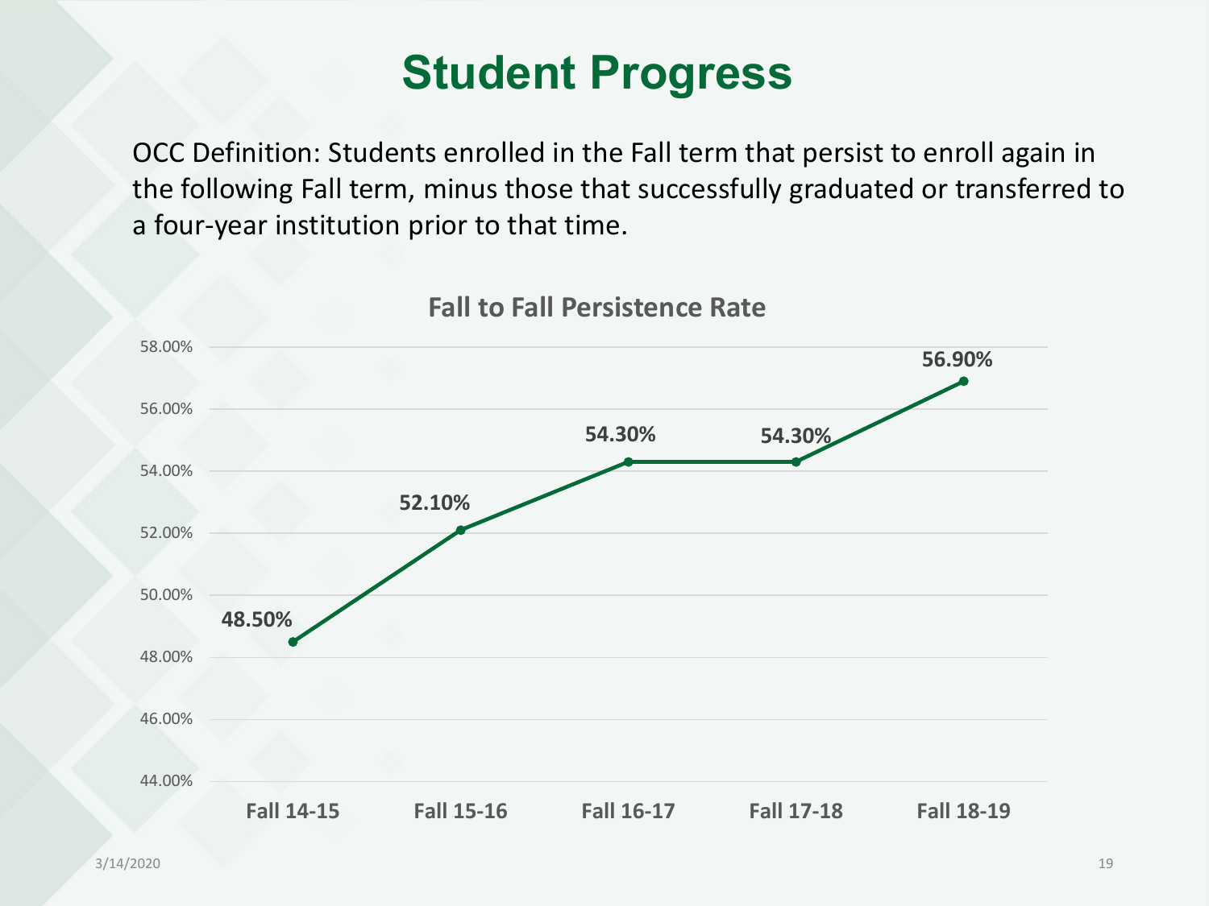# Student Progress

OCC Definition: Students enrolled in the Fall term that persist to enroll again in the following Fall term, minus those that successfully graduated or transferred to a four-year institution prior to that time.

**Fall to Fall Persistence Rate**

| Term | Persistence Rate |
| --- | --- |
| Fall 14-15 | 48.50% |
| Fall 15-16 | 52.10% |
| Fall 16-17 | 54.30% |
| Fall 17-18 | 54.30% |
| Fall 18-19 | 56.90% |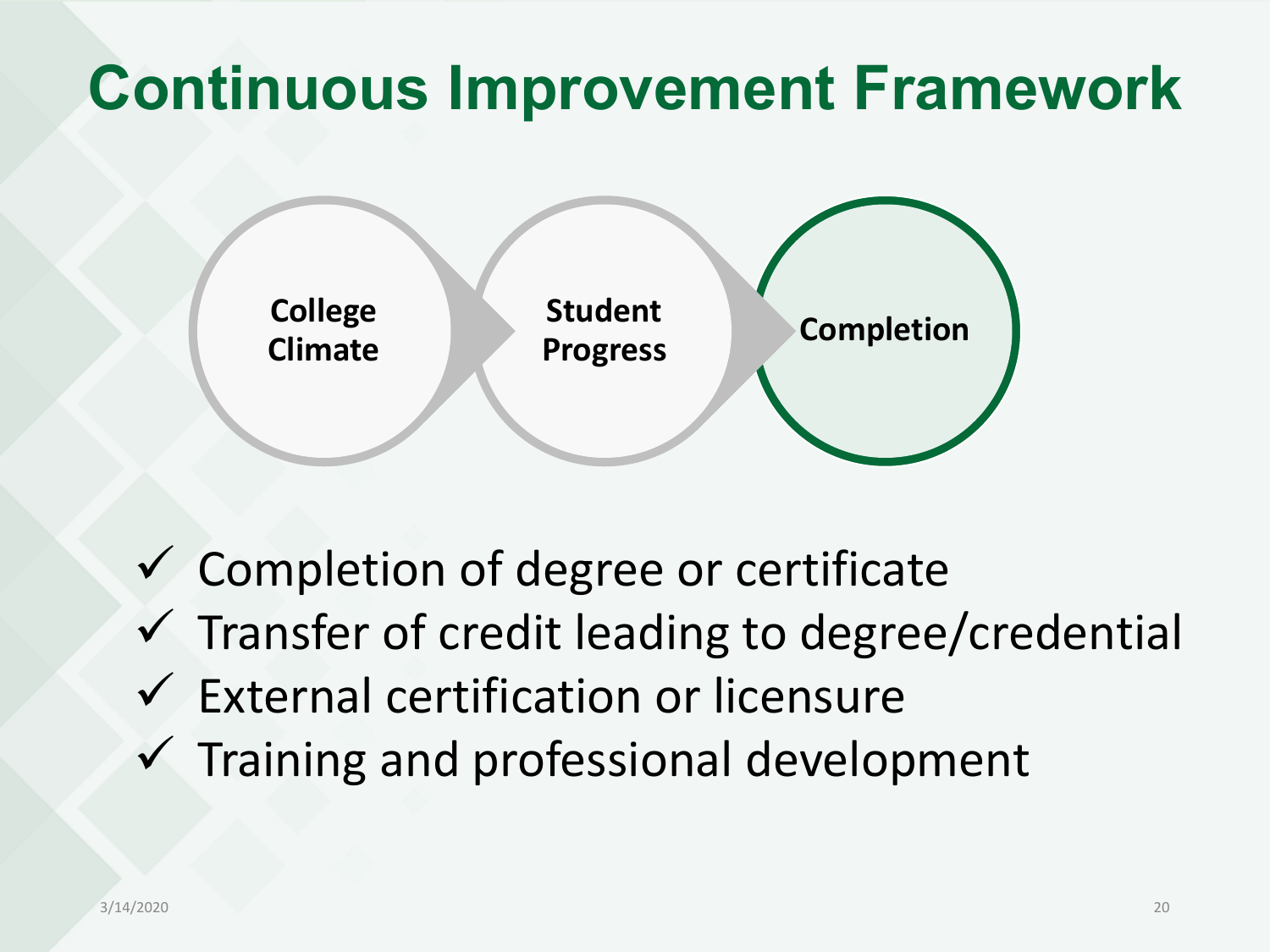# Continuous Improvement Framework

College Climate → Student Progress → **Completion**

- ✓ Completion of degree or certificate
- ✓ Transfer of credit leading to degree/credential
- ✓ External certification or licensure
- ✓ Training and professional development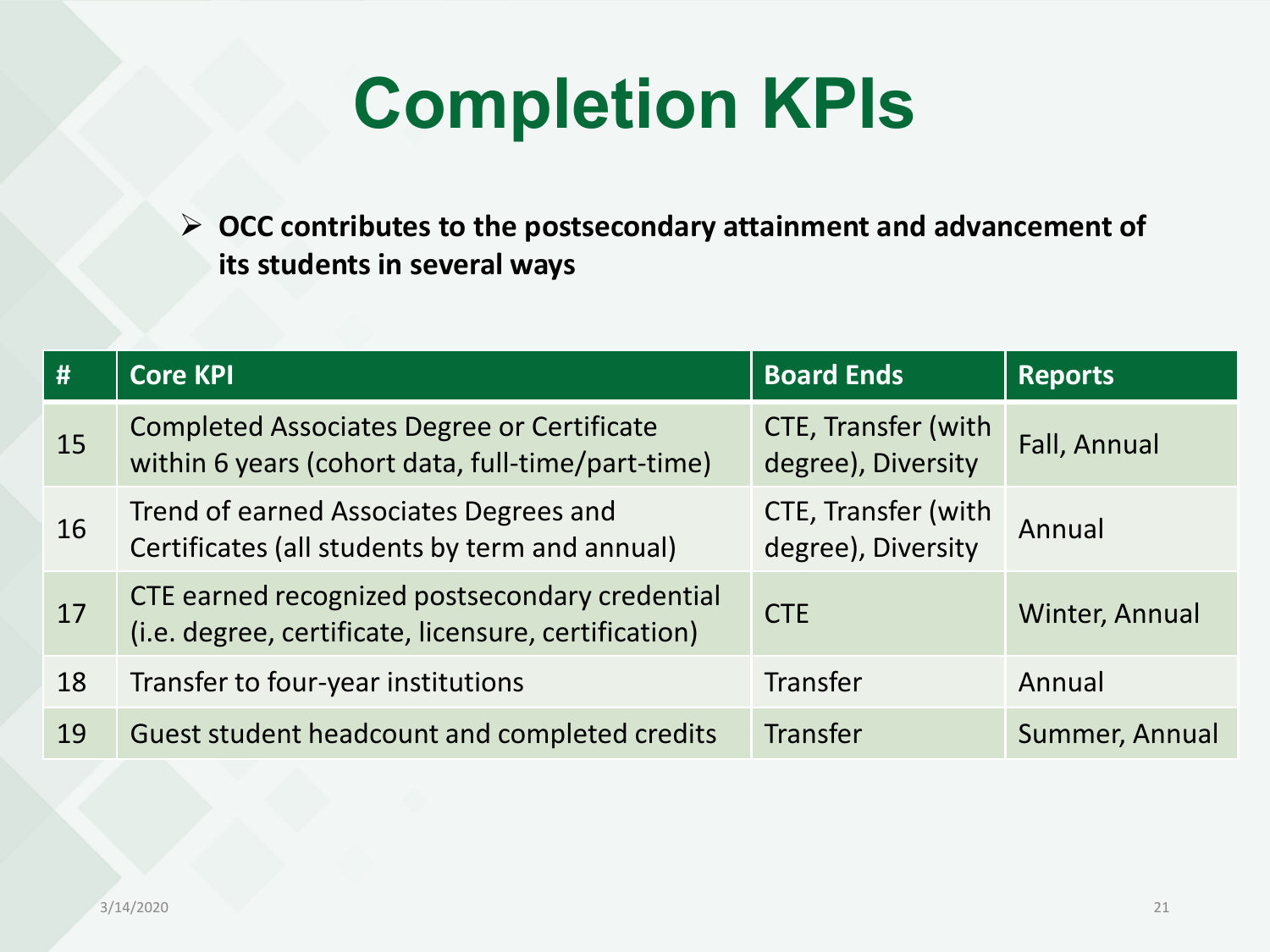# Completion KPIs

- **OCC contributes to the postsecondary attainment and advancement of its students in several ways**

| # | Core KPI | Board Ends | Reports |
|---|---|---|---|
| 15 | Completed Associates Degree or Certificate within 6 years (cohort data, full-time/part-time) | CTE, Transfer (with degree), Diversity | Fall, Annual |
| 16 | Trend of earned Associates Degrees and Certificates (all students by term and annual) | CTE, Transfer (with degree), Diversity | Annual |
| 17 | CTE earned recognized postsecondary credential (i.e. degree, certificate, licensure, certification) | CTE | Winter, Annual |
| 18 | Transfer to four-year institutions | Transfer | Annual |
| 19 | Guest student headcount and completed credits | Transfer | Summer, Annual |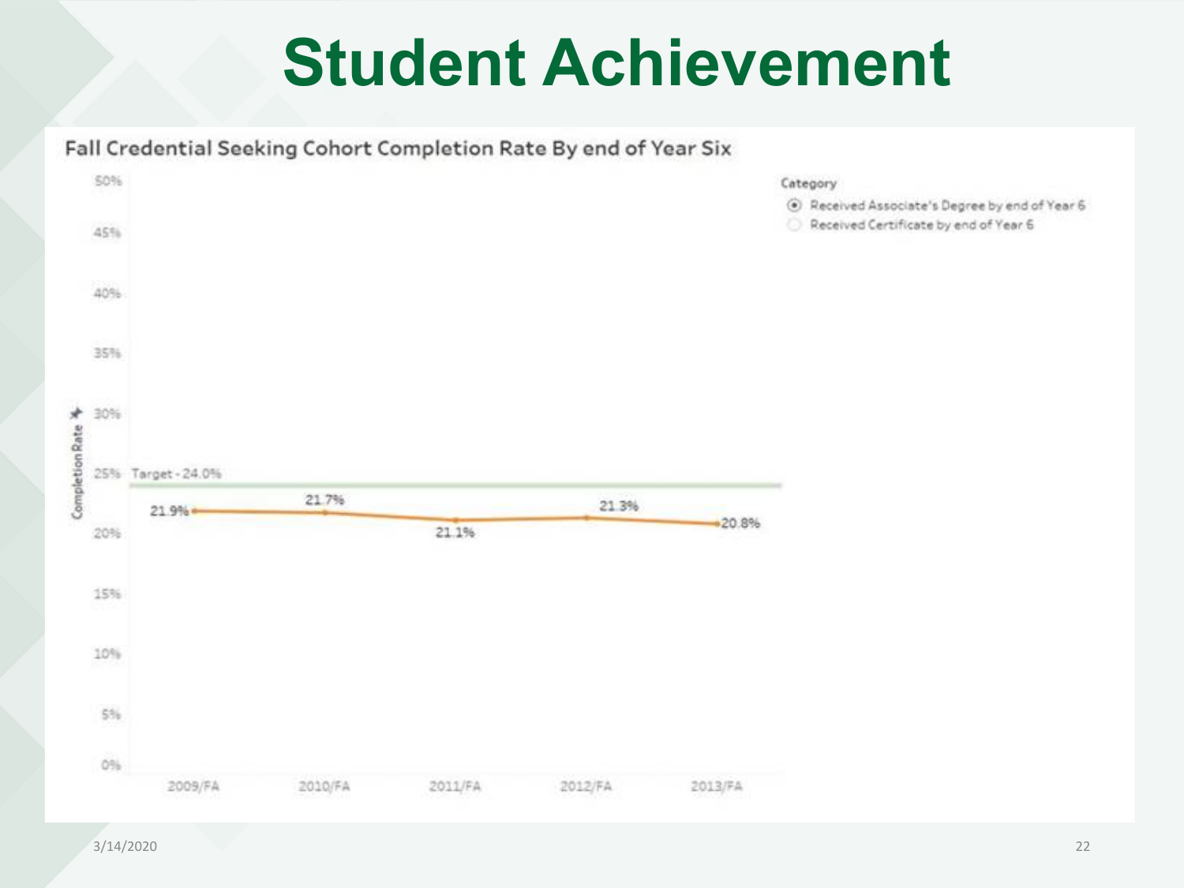# Student Achievement

**Fall Credential Seeking Cohort Completion Rate By end of Year Six**

Category
- ◉ Received Associate's Degree by end of Year 6
- ○ Received Certificate by end of Year 6

Target - 24.0%

| Cohort | Completion Rate |
| --- | --- |
| 2009/FA | 21.9% |
| 2010/FA | 21.7% |
| 2011/FA | 21.1% |
| 2012/FA | 21.3% |
| 2013/FA | 20.8% |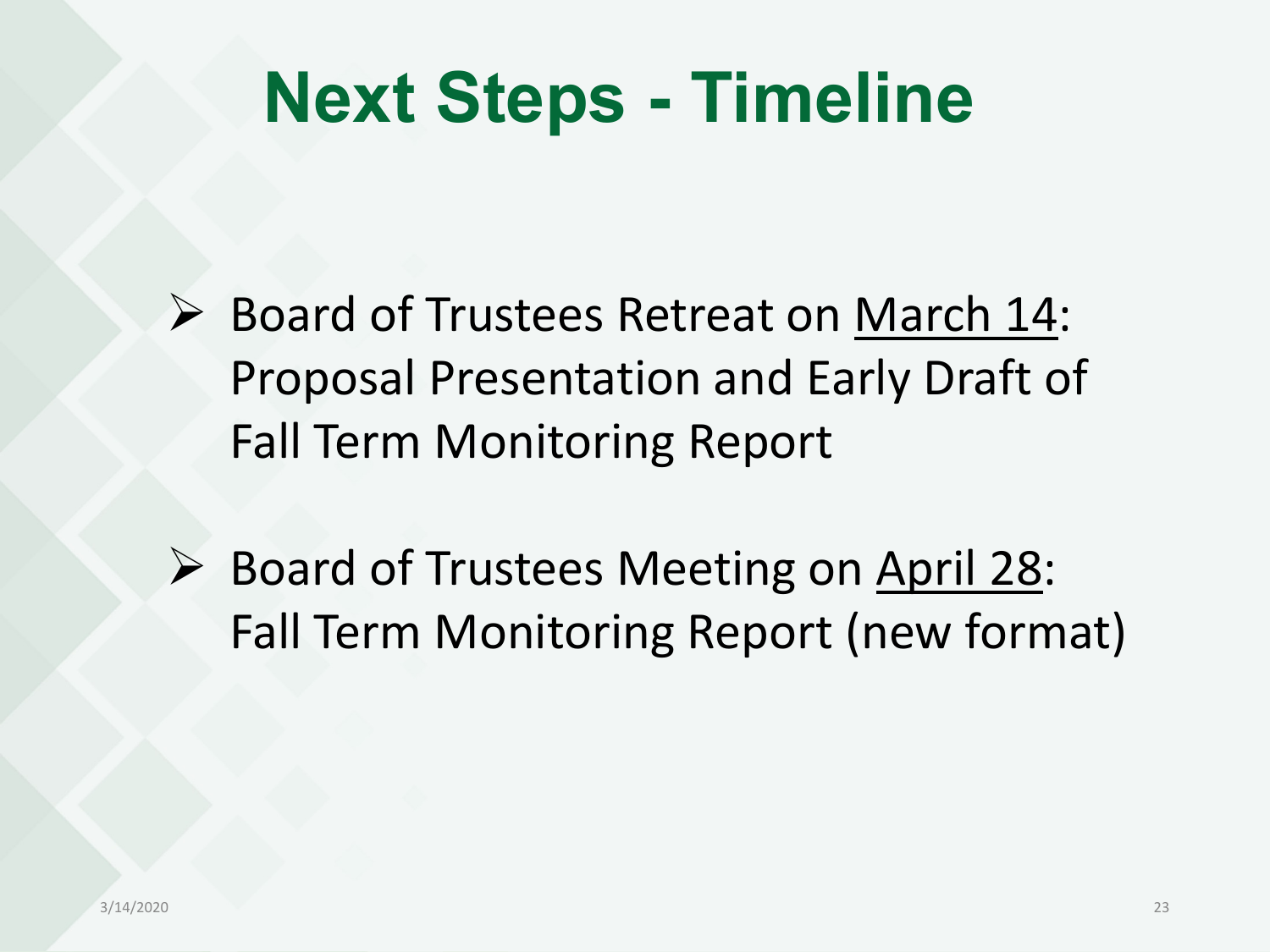# Next Steps - Timeline

- Board of Trustees Retreat on March 14: Proposal Presentation and Early Draft of Fall Term Monitoring Report
- Board of Trustees Meeting on April 28: Fall Term Monitoring Report (new format)